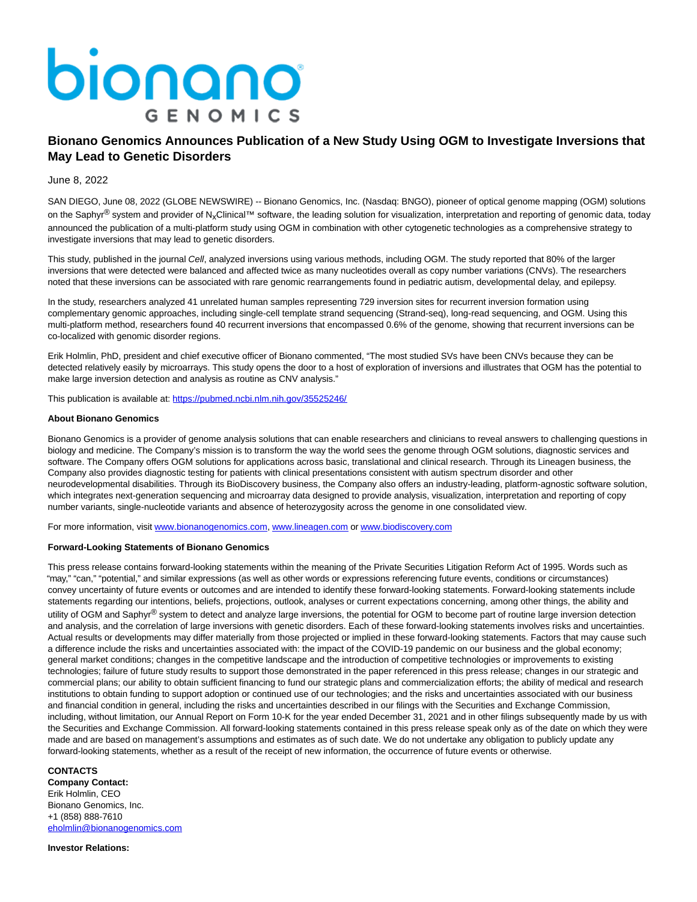# Bionano Genomics Announces Publication of a New Study Using OGM to Investigate Inversions that May Lead to Genetic Disorders

June 8, 2022

SAN DIEGO, June 08, 2022 (GLOBE NEWSWIRE) -- Bionano Genomics, Inc. (Nasdaq: BNGO), pioneer of optical genome mapping (OGM) solutions on the Saphyr® system and provider of $N_X$Clinical™ software, the leading solution for visualization, interpretation and reporting of genomic data, today announced the publication of a multi-platform study using OGM in combination with other cytogenetic technologies as a comprehensive strategy to investigate inversions that may lead to genetic disorders.

This study, published in the journal *Cell*, analyzed inversions using various methods, including OGM. The study reported that 80% of the larger inversions that were detected were balanced and affected twice as many nucleotides overall as copy number variations (CNVs). The researchers noted that these inversions can be associated with rare genomic rearrangements found in pediatric autism, developmental delay, and epilepsy.

In the study, researchers analyzed 41 unrelated human samples representing 729 inversion sites for recurrent inversion formation using complementary genomic approaches, including single-cell template strand sequencing (Strand-seq), long-read sequencing, and OGM. Using this multi-platform method, researchers found 40 recurrent inversions that encompassed 0.6% of the genome, showing that recurrent inversions can be co-localized with genomic disorder regions.

Erik Holmlin, PhD, president and chief executive officer of Bionano commented, “The most studied SVs have been CNVs because they can be detected relatively easily by microarrays. This study opens the door to a host of exploration of inversions and illustrates that OGM has the potential to make large inversion detection and analysis as routine as CNV analysis.”

This publication is available at: https://pubmed.ncbi.nlm.nih.gov/35525246/

**About Bionano Genomics**

Bionano Genomics is a provider of genome analysis solutions that can enable researchers and clinicians to reveal answers to challenging questions in biology and medicine. The Company’s mission is to transform the way the world sees the genome through OGM solutions, diagnostic services and software. The Company offers OGM solutions for applications across basic, translational and clinical research. Through its Lineagen business, the Company also provides diagnostic testing for patients with clinical presentations consistent with autism spectrum disorder and other neurodevelopmental disabilities. Through its BioDiscovery business, the Company also offers an industry-leading, platform-agnostic software solution, which integrates next-generation sequencing and microarray data designed to provide analysis, visualization, interpretation and reporting of copy number variants, single-nucleotide variants and absence of heterozygosity across the genome in one consolidated view.

For more information, visit www.bionanogenomics.com, www.lineagen.com or www.biodiscovery.com

**Forward-Looking Statements of Bionano Genomics**

This press release contains forward-looking statements within the meaning of the Private Securities Litigation Reform Act of 1995. Words such as “may,” “can,” “potential,” and similar expressions (as well as other words or expressions referencing future events, conditions or circumstances) convey uncertainty of future events or outcomes and are intended to identify these forward-looking statements. Forward-looking statements include statements regarding our intentions, beliefs, projections, outlook, analyses or current expectations concerning, among other things, the ability and utility of OGM and Saphyr® system to detect and analyze large inversions, the potential for OGM to become part of routine large inversion detection and analysis, and the correlation of large inversions with genetic disorders. Each of these forward-looking statements involves risks and uncertainties. Actual results or developments may differ materially from those projected or implied in these forward-looking statements. Factors that may cause such a difference include the risks and uncertainties associated with: the impact of the COVID-19 pandemic on our business and the global economy; general market conditions; changes in the competitive landscape and the introduction of competitive technologies or improvements to existing technologies; failure of future study results to support those demonstrated in the paper referenced in this press release; changes in our strategic and commercial plans; our ability to obtain sufficient financing to fund our strategic plans and commercialization efforts; the ability of medical and research institutions to obtain funding to support adoption or continued use of our technologies; and the risks and uncertainties associated with our business and financial condition in general, including the risks and uncertainties described in our filings with the Securities and Exchange Commission, including, without limitation, our Annual Report on Form 10-K for the year ended December 31, 2021 and in other filings subsequently made by us with the Securities and Exchange Commission. All forward-looking statements contained in this press release speak only as of the date on which they were made and are based on management’s assumptions and estimates as of such date. We do not undertake any obligation to publicly update any forward-looking statements, whether as a result of the receipt of new information, the occurrence of future events or otherwise.

**CONTACTS**
**Company Contact:**
Erik Holmlin, CEO
Bionano Genomics, Inc.
+1 (858) 888-7610
eholmlin@bionanogenomics.com

**Investor Relations:**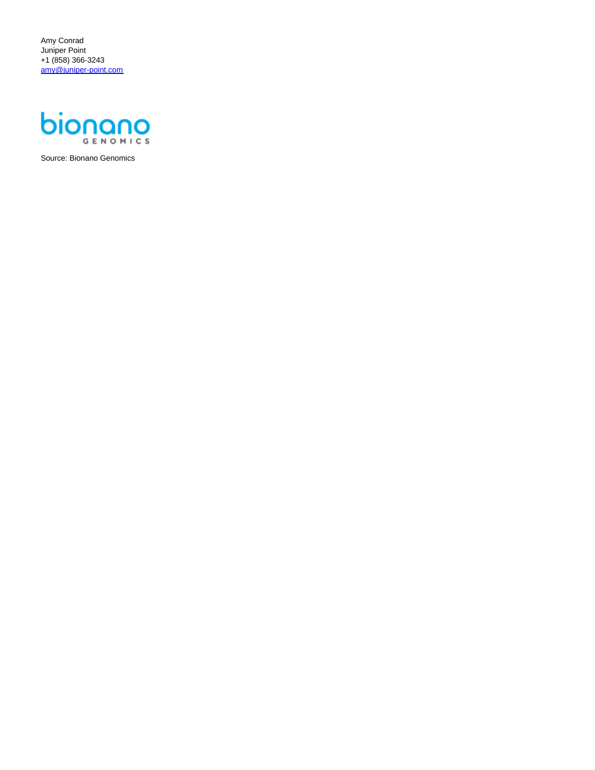Amy Conrad
Juniper Point
+1 (858) 366-3243
amy@juniper-point.com

Source: Bionano Genomics